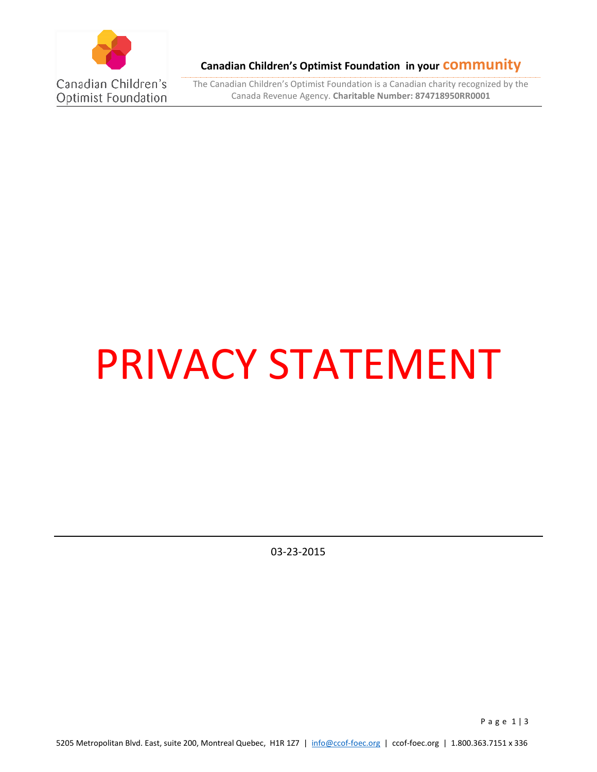# PRIVACY STATEMENT

03-23-2015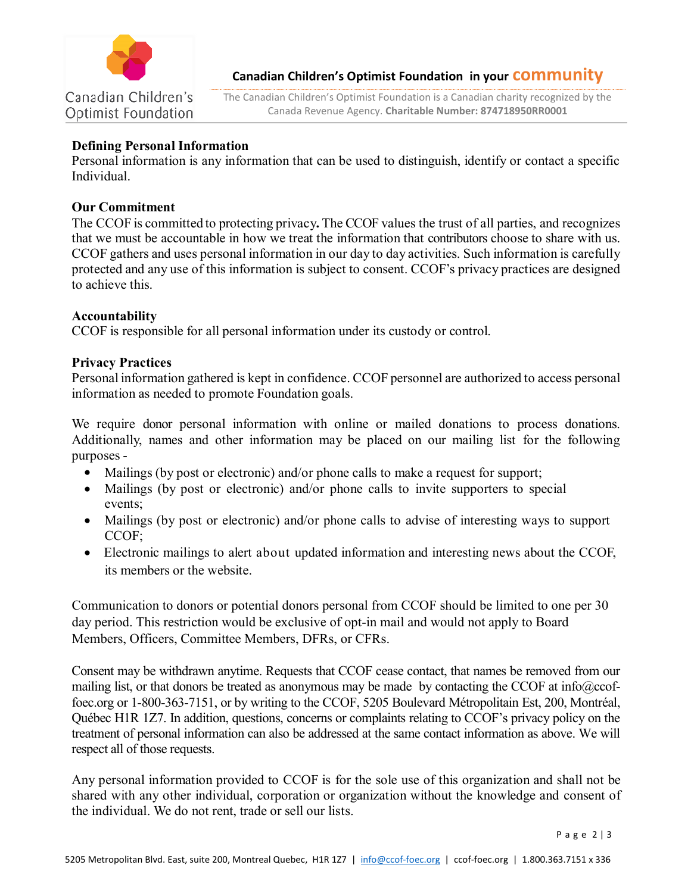**Defining Personal Information**

Personal information is any information that can be used to distinguish, identify or contact a specific Individual.

**Our Commitment**

The CCOF is committed to protecting privacy**.** The CCOF values the trust of all parties, and recognizes that we must be accountable in how we treat the information that contributors choose to share with us. CCOF gathers and uses personal information in our day to day activities. Such information is carefully protected and any use of this information is subject to consent. CCOF's privacy practices are designed to achieve this.

**Accountability**

CCOF is responsible for all personal information under its custody or control.

**Privacy Practices**

Personal information gathered is kept in confidence. CCOF personnel are authorized to access personal information as needed to promote Foundation goals.

We require donor personal information with online or mailed donations to process donations. Additionally, names and other information may be placed on our mailing list for the following purposes -

- Mailings (by post or electronic) and/or phone calls to make a request for support;
- Mailings (by post or electronic) and/or phone calls to invite supporters to special events;
- Mailings (by post or electronic) and/or phone calls to advise of interesting ways to support CCOF;
- Electronic mailings to alert about updated information and interesting news about the CCOF, its members or the website.

Communication to donors or potential donors personal from CCOF should be limited to one per 30 day period. This restriction would be exclusive of opt-in mail and would not apply to Board Members, Officers, Committee Members, DFRs, or CFRs.

Consent may be withdrawn anytime. Requests that CCOF cease contact, that names be removed from our mailing list, or that donors be treated as anonymous may be made by contacting the CCOF at info@ccof-foec.org or 1-800-363-7151, or by writing to the CCOF, 5205 Boulevard Métropolitain Est, 200, Montréal, Québec H1R 1Z7. In addition, questions, concerns or complaints relating to CCOF's privacy policy on the treatment of personal information can also be addressed at the same contact information as above. We will respect all of those requests.

Any personal information provided to CCOF is for the sole use of this organization and shall not be shared with any other individual, corporation or organization without the knowledge and consent of the individual. We do not rent, trade or sell our lists.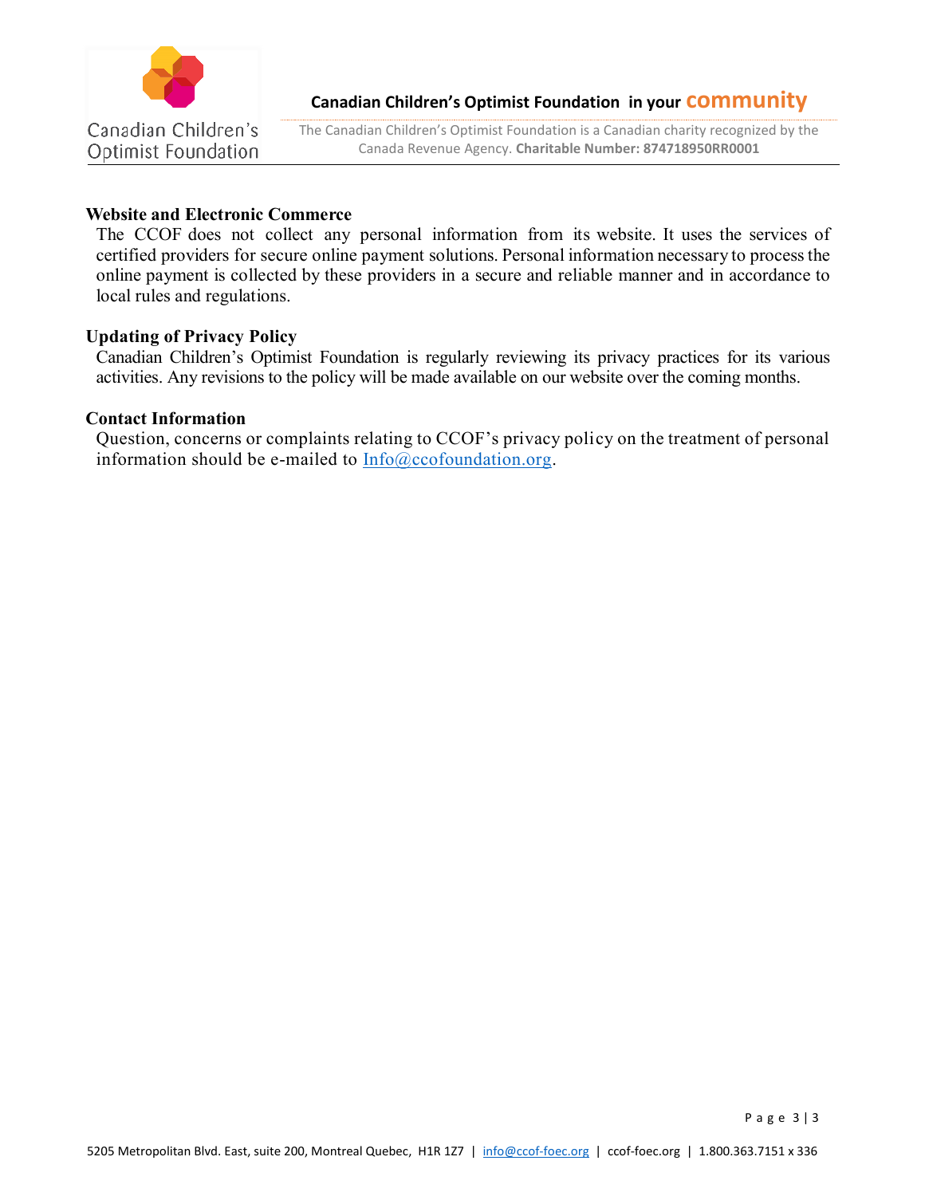## Website and Electronic Commerce

The CCOF does not collect any personal information from its website. It uses the services of certified providers for secure online payment solutions. Personal information necessary to process the online payment is collected by these providers in a secure and reliable manner and in accordance to local rules and regulations.

## Updating of Privacy Policy

Canadian Children's Optimist Foundation is regularly reviewing its privacy practices for its various activities. Any revisions to the policy will be made available on our website over the coming months.

## Contact Information

Question, concerns or complaints relating to CCOF's privacy policy on the treatment of personal information should be e-mailed to Info@ccofoundation.org.